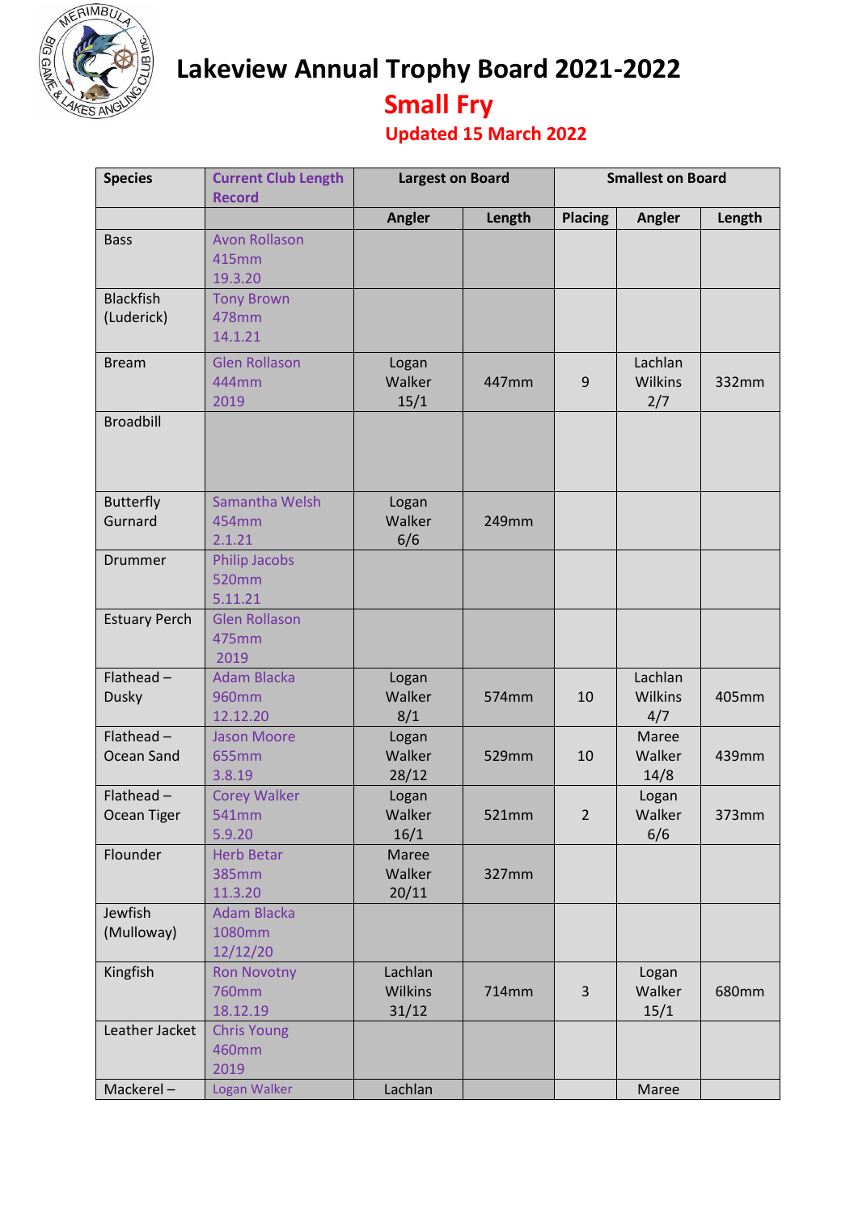# Lakeview Annual Trophy Board 2021-2022

## Small Fry

### Updated 15 March 2022

| Species | Current Club Length Record | Largest on Board | | Smallest on Board | | |
|---|---|---|---|---|---|---|
| | | Angler | Length | Placing | Angler | Length |
| Bass | Avon Rollason 415mm 19.3.20 | | | | | |
| Blackfish (Luderick) | Tony Brown 478mm 14.1.21 | | | | | |
| Bream | Glen Rollason 444mm 2019 | Logan Walker 15/1 | 447mm | 9 | Lachlan Wilkins 2/7 | 332mm |
| Broadbill | | | | | | |
| Butterfly Gurnard | Samantha Welsh 454mm 2.1.21 | Logan Walker 6/6 | 249mm | | | |
| Drummer | Philip Jacobs 520mm 5.11.21 | | | | | |
| Estuary Perch | Glen Rollason 475mm 2019 | | | | | |
| Flathead – Dusky | Adam Blacka 960mm 12.12.20 | Logan Walker 8/1 | 574mm | 10 | Lachlan Wilkins 4/7 | 405mm |
| Flathead – Ocean Sand | Jason Moore 655mm 3.8.19 | Logan Walker 28/12 | 529mm | 10 | Maree Walker 14/8 | 439mm |
| Flathead – Ocean Tiger | Corey Walker 541mm 5.9.20 | Logan Walker 16/1 | 521mm | 2 | Logan Walker 6/6 | 373mm |
| Flounder | Herb Betar 385mm 11.3.20 | Maree Walker 20/11 | 327mm | | | |
| Jewfish (Mulloway) | Adam Blacka 1080mm 12/12/20 | | | | | |
| Kingfish | Ron Novotny 760mm 18.12.19 | Lachlan Wilkins 31/12 | 714mm | 3 | Logan Walker 15/1 | 680mm |
| Leather Jacket | Chris Young 460mm 2019 | | | | | |
| Mackerel – | Logan Walker | Lachlan | | | Maree | |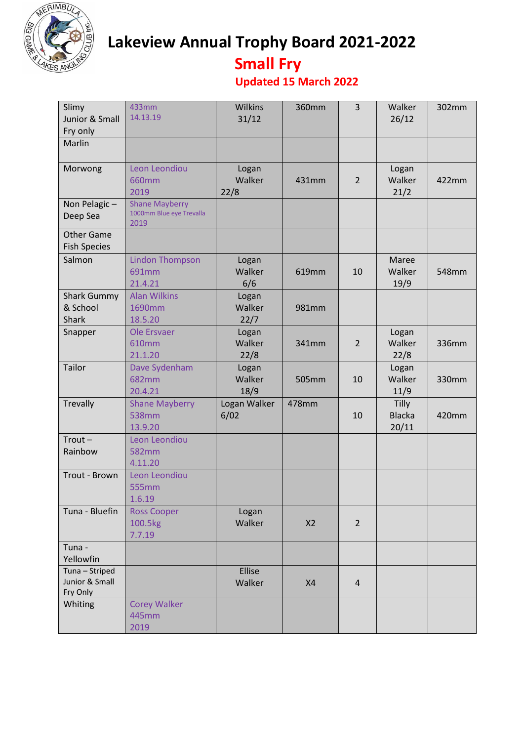# Lakeview Annual Trophy Board 2021-2022

## Small Fry

### Updated 15 March 2022

| | | | | | | |
|---|---|---|---|---|---|---|
| Slimy Junior & Small Fry only | 433mm 14.13.19 | Wilkins 31/12 | 360mm | 3 | Walker 26/12 | 302mm |
| Marlin | | | | | | |
| Morwong | Leon Leondiou 660mm 2019 | Logan Walker 22/8 | 431mm | 2 | Logan Walker 21/2 | 422mm |
| Non Pelagic – Deep Sea | Shane Mayberry 1000mm Blue eye Trevalla 2019 | | | | | |
| Other Game Fish Species | | | | | | |
| Salmon | Lindon Thompson 691mm 21.4.21 | Logan Walker 6/6 | 619mm | 10 | Maree Walker 19/9 | 548mm |
| Shark Gummy & School Shark | Alan Wilkins 1690mm 18.5.20 | Logan Walker 22/7 | 981mm | | | |
| Snapper | Ole Ersvaer 610mm 21.1.20 | Logan Walker 22/8 | 341mm | 2 | Logan Walker 22/8 | 336mm |
| Tailor | Dave Sydenham 682mm 20.4.21 | Logan Walker 18/9 | 505mm | 10 | Logan Walker 11/9 | 330mm |
| Trevally | Shane Mayberry 538mm 13.9.20 | Logan Walker 6/02 | 478mm | 10 | Tilly Blacka 20/11 | 420mm |
| Trout – Rainbow | Leon Leondiou 582mm 4.11.20 | | | | | |
| Trout - Brown | Leon Leondiou 555mm 1.6.19 | | | | | |
| Tuna - Bluefin | Ross Cooper 100.5kg 7.7.19 | Logan Walker | X2 | 2 | | |
| Tuna - Yellowfin | | | | | | |
| Tuna – Striped Junior & Small Fry Only | | Ellise Walker | X4 | 4 | | |
| Whiting | Corey Walker 445mm 2019 | | | | | |